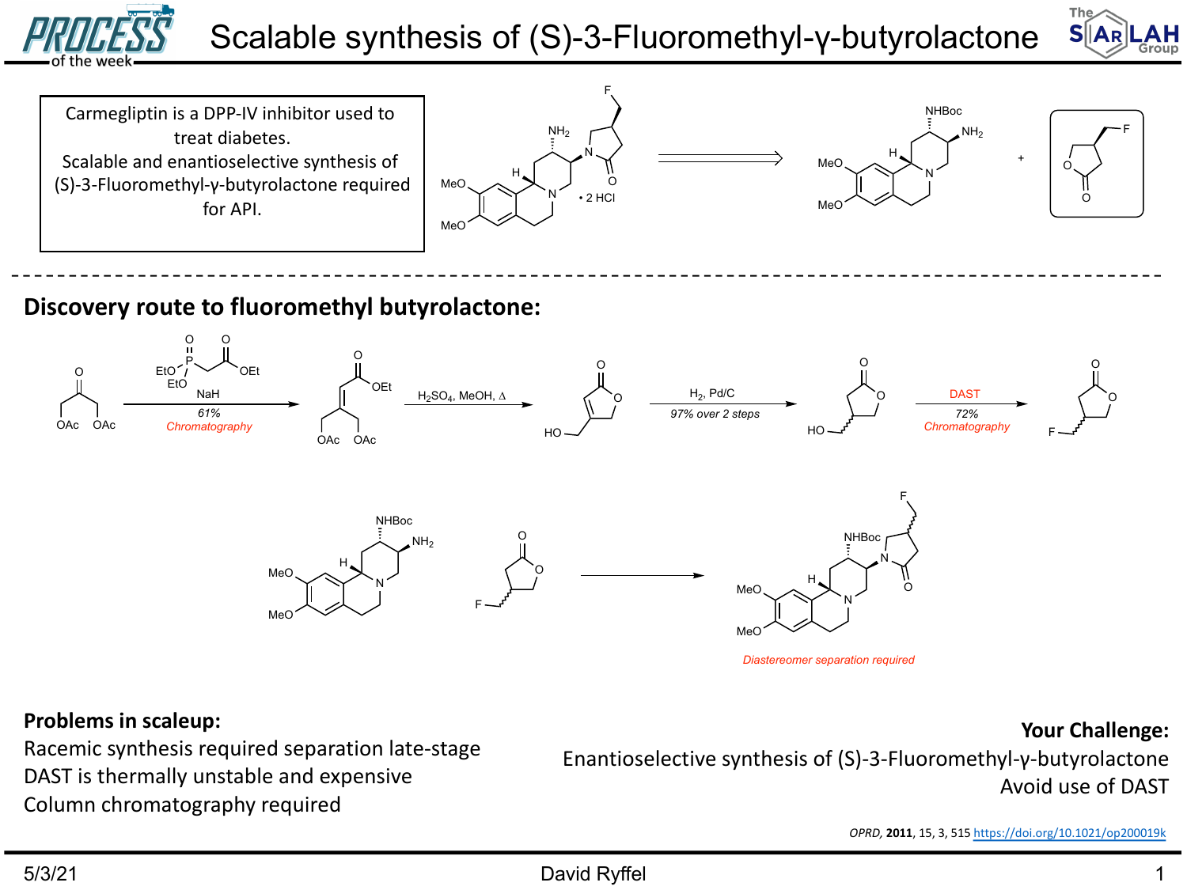# Scalable synthesis of (S)-3-Fluoromethyl-γ-butyrolactone

Carmegliptin is a DPP-IV inhibitor used to treat diabetes.
Scalable and enantioselective synthesis of (S)-3-Fluoromethyl-γ-butyrolactone required for API.

• 2 HCl

## Discovery route to fluoromethyl butyrolactone:

NaH, 61%, *Chromatography*

$H_2SO_4$, MeOH, Δ

$H_2$, Pd/C, 97% over 2 steps

DAST, 72%, *Chromatography*

*Diastereomer separation required*

**Problems in scaleup:**

Racemic synthesis required separation late-stage

DAST is thermally unstable and expensive

Column chromatography required

**Your Challenge:**

Enantioselective synthesis of (S)-3-Fluoromethyl-γ-butyrolactone

Avoid use of DAST

*OPRD*, **2011**, 15, 3, 515 https://doi.org/10.1021/op200019k

5/3/21 David Ryffel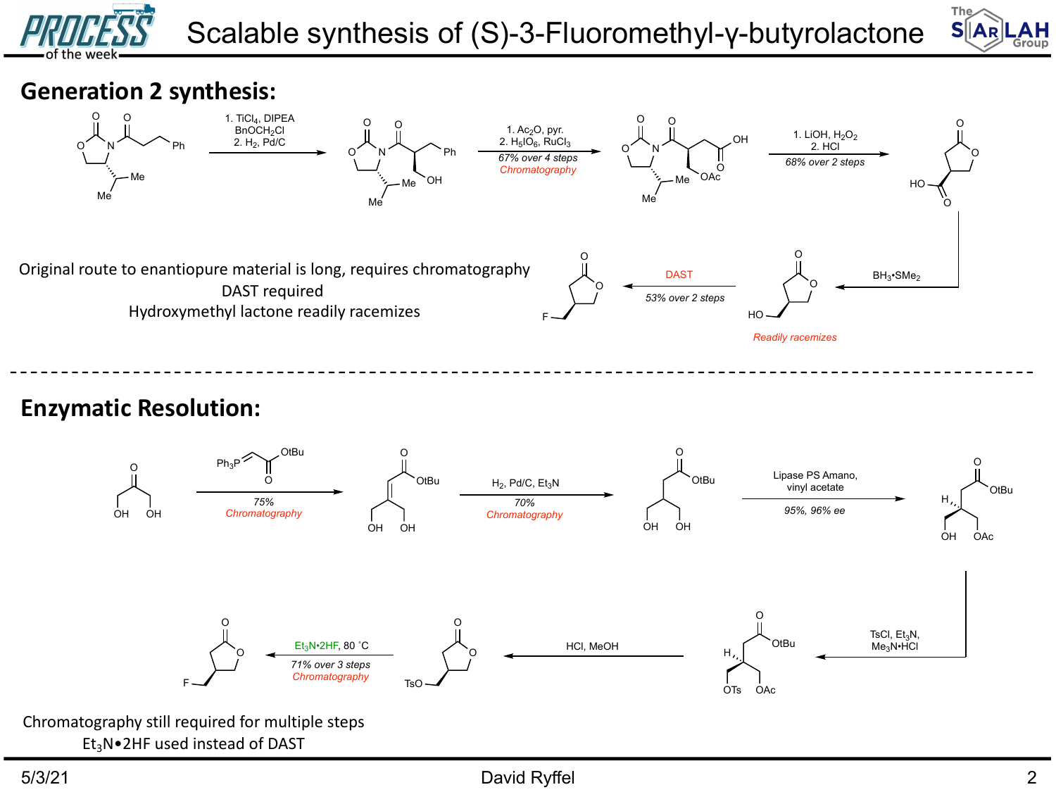# Scalable synthesis of (S)-3-Fluoromethyl-γ-butyrolactone

## Generation 2 synthesis:

1. $TiCl_4$, DIPEA, $BnOCH_2Cl$
2. $H_2$, Pd/C

1. $Ac_2O$, pyr.
2. $H_5IO_6$, $RuCl_3$

*67% over 4 steps*
Chromatography

1. LiOH, $H_2O_2$
2. HCl

*68% over 2 steps*

$BH_3$•$SMe_2$

Readily racemizes

DAST

*53% over 2 steps*

Original route to enantiopure material is long, requires chromatography
DAST required
Hydroxymethyl lactone readily racemizes

## Enzymatic Resolution:

*75%*
Chromatography

$H_2$, Pd/C, $Et_3N$

*70%*
Chromatography

Lipase PS Amano, vinyl acetate

*95%, 96% ee*

TsCl, $Et_3N$, $Me_3N$•HCl

HCl, MeOH

$Et_3N$•2HF, 80 ˚C

*71% over 3 steps*
Chromatography

Chromatography still required for multiple steps
$Et_3N$•2HF used instead of DAST

5/3/21 David Ryffel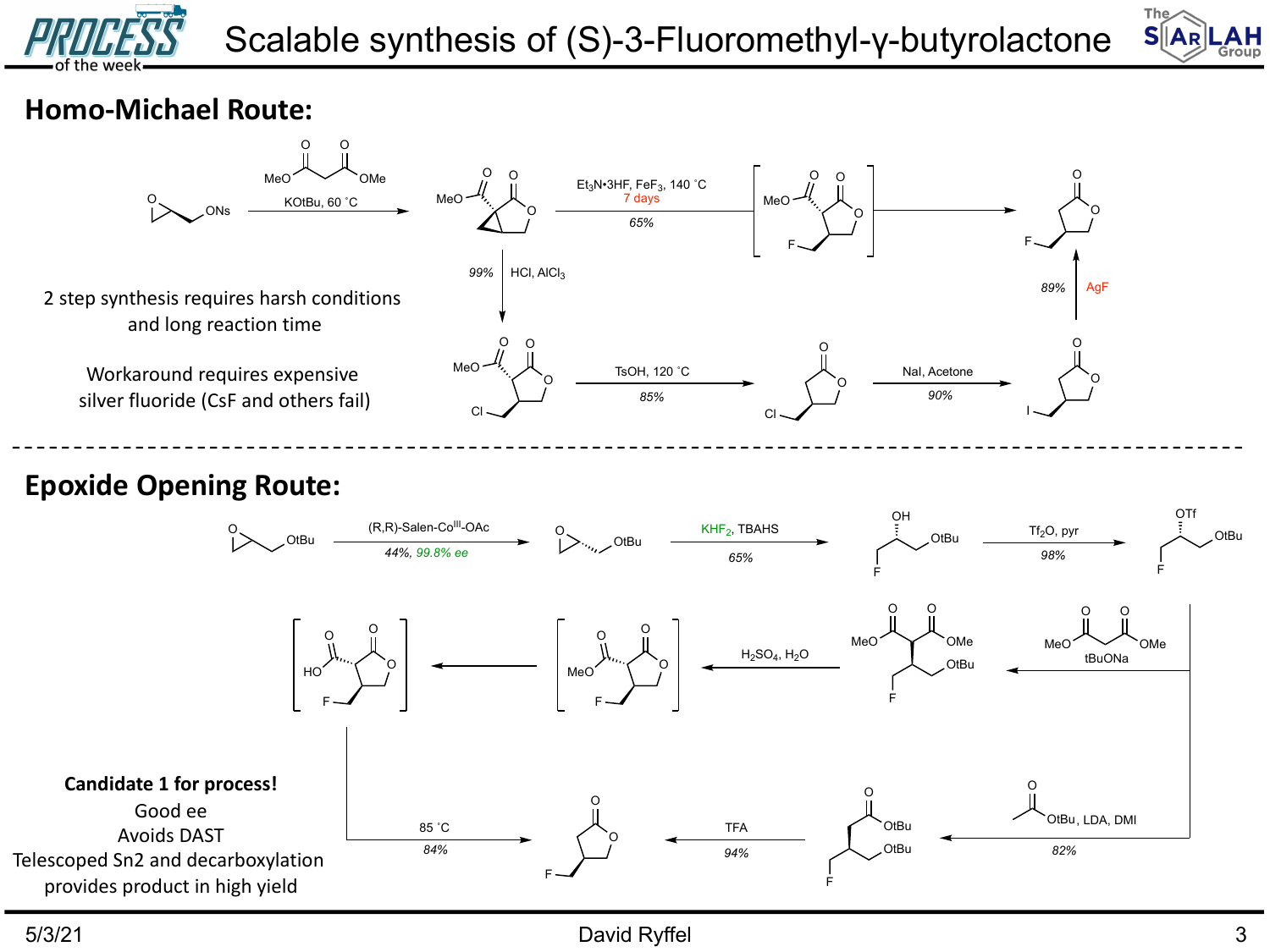# Scalable synthesis of (S)-3-Fluoromethyl-γ-butyrolactone

## Homo-Michael Route:

KOtBu, 60 °C

$Et_3N \cdot 3HF$, $FeF_3$, 140 °C
7 days
65%

99% HCl, $AlCl_3$

89% AgF

TsOH, 120 °C
85%

NaI, Acetone
90%

2 step synthesis requires harsh conditions and long reaction time

Workaround requires expensive silver fluoride (CsF and others fail)

## Epoxide Opening Route:

(R,R)-Salen-$Co^{III}$-OAc
44%, 99.8% ee

$KHF_2$, TBAHS
65%

$Tf_2O$, pyr
98%

tBuONa

$H_2SO_4$, $H_2O$

OtBu, LDA, DMI
82%

TFA
94%

85 °C
84%

**Candidate 1 for process!**

Good ee

Avoids DAST

Telescoped Sn2 and decarboxylation provides product in high yield

5/3/21 David Ryffel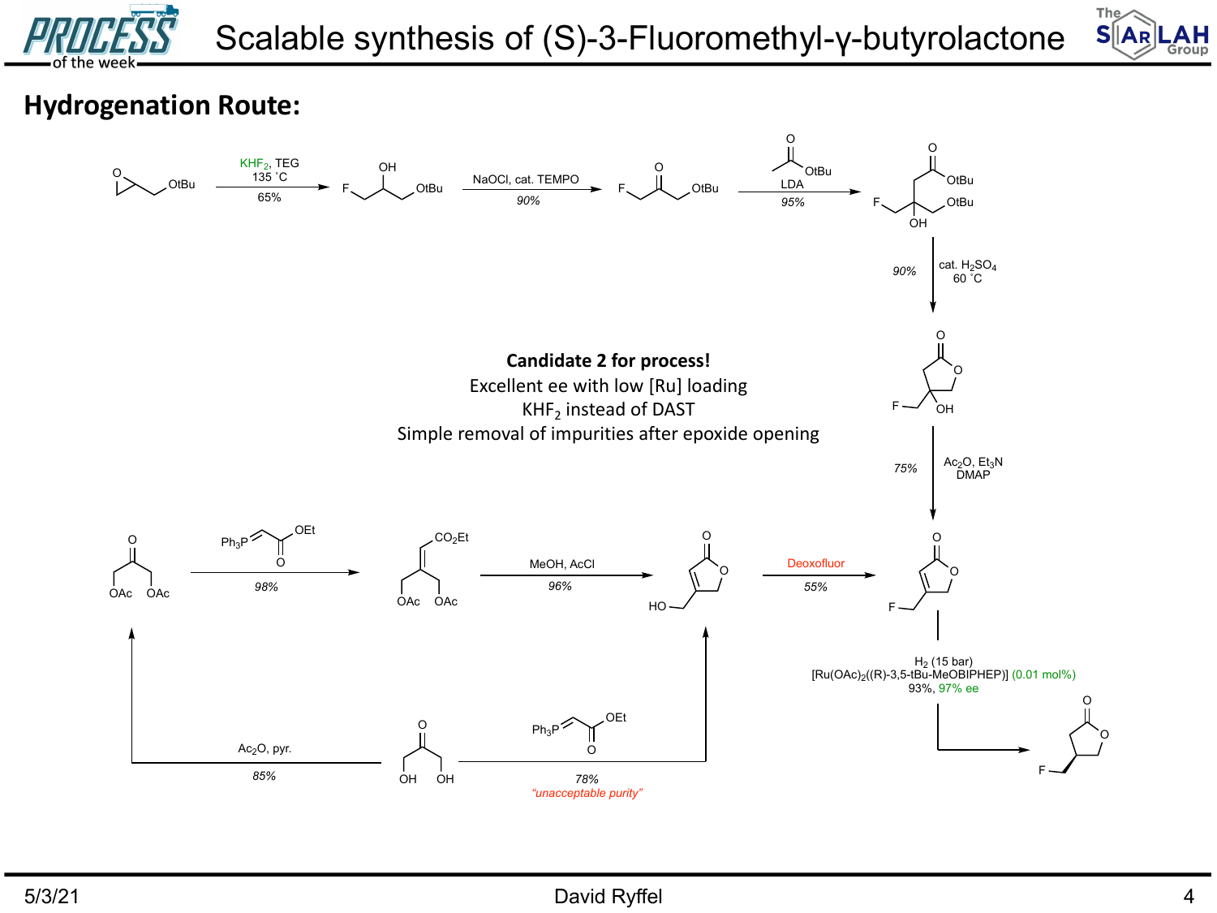# Scalable synthesis of (S)-3-Fluoromethyl-γ-butyrolactone

## Hydrogenation Route:

$KHF_2$, TEG, 135 ˚C, 65%

NaOCl, cat. TEMPO, *90%*

LDA, *95%*

*90%* cat. $H_2SO_4$, 60 ˚C

*75%* $Ac_2O$, $Et_3N$, DMAP

*98%*

MeOH, AcCl, *96%*

Deoxofluor, *55%*

$H_2$ (15 bar), [Ru(OAc)$_2$((R)-3,5-tBu-MeOBIPHEP)] (0.01 mol%), 93%, 97% ee

$Ac_2O$, pyr., *85%*

*78%* *"unacceptable purity"*

**Candidate 2 for process!**

Excellent ee with low [Ru] loading

$KHF_2$ instead of DAST

Simple removal of impurities after epoxide opening

5/3/21 David Ryffel